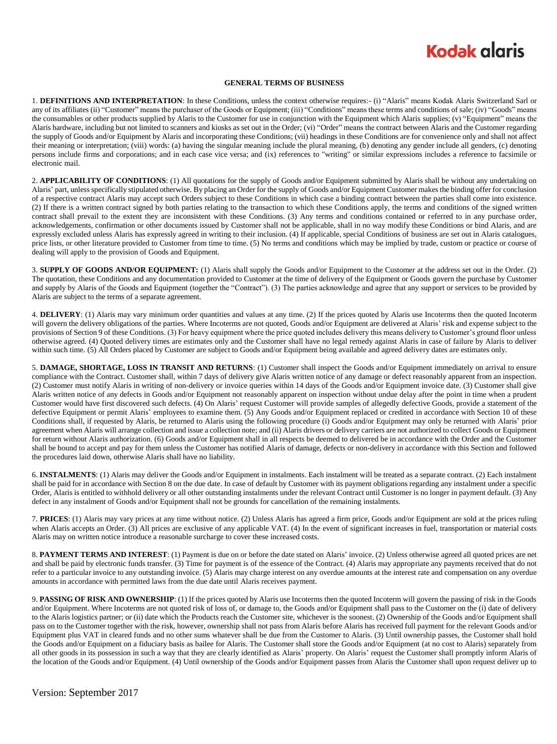Kodak alaris

# GENERAL TERMS OF BUSINESS

1. **DEFINITIONS AND INTERPRETATION**: In these Conditions, unless the context otherwise requires:- (i) "Alaris" means Kodak Alaris Switzerland Sarl or any of its affiliates (ii) "Customer" means the purchaser of the Goods or Equipment; (iii) "Conditions" means these terms and conditions of sale; (iv) "Goods" means the consumables or other products supplied by Alaris to the Customer for use in conjunction with the Equipment which Alaris supplies; (v) "Equipment" means the Alaris hardware, including but not limited to scanners and kiosks as set out in the Order; (vi) "Order" means the contract between Alaris and the Customer regarding the supply of Goods and/or Equipment by Alaris and incorporating these Conditions; (vii) headings in these Conditions are for convenience only and shall not affect their meaning or interpretation; (viii) words: (a) having the singular meaning include the plural meaning, (b) denoting any gender include all genders, (c) denoting persons include firms and corporations; and in each case vice versa; and (ix) references to "writing" or similar expressions includes a reference to facsimile or electronic mail.

2. **APPLICABILITY OF CONDITIONS**: (1) All quotations for the supply of Goods and/or Equipment submitted by Alaris shall be without any undertaking on Alaris' part, unless specifically stipulated otherwise. By placing an Order for the supply of Goods and/or Equipment Customer makes the binding offer for conclusion of a respective contract Alaris may accept such Orders subject to these Conditions in which case a binding contract between the parties shall come into existence. (2) If there is a written contract signed by both parties relating to the transaction to which these Conditions apply, the terms and conditions of the signed written contract shall prevail to the extent they are inconsistent with these Conditions. (3) Any terms and conditions contained or referred to in any purchase order, acknowledgements, confirmation or other documents issued by Customer shall not be applicable, shall in no way modify these Conditions or bind Alaris, and are expressly excluded unless Alaris has expressly agreed in writing to their inclusion. (4) If applicable, special Conditions of business are set out in Alaris catalogues, price lists, or other literature provided to Customer from time to time. (5) No terms and conditions which may be implied by trade, custom or practice or course of dealing will apply to the provision of Goods and Equipment.

3. **SUPPLY OF GOODS AND/OR EQUIPMENT:** (1) Alaris shall supply the Goods and/or Equipment to the Customer at the address set out in the Order. (2) The quotation, these Conditions and any documentation provided to Customer at the time of delivery of the Equipment or Goods govern the purchase by Customer and supply by Alaris of the Goods and Equipment (together the "Contract"). (3) The parties acknowledge and agree that any support or services to be provided by Alaris are subject to the terms of a separate agreement.

4. **DELIVERY**: (1) Alaris may vary minimum order quantities and values at any time. (2) If the prices quoted by Alaris use Incoterms then the quoted Incoterm will govern the delivery obligations of the parties. Where Incoterms are not quoted, Goods and/or Equipment are delivered at Alaris' risk and expense subject to the provisions of Section 9 of these Conditions. (3) For heavy equipment where the price quoted includes delivery this means delivery to Customer's ground floor unless otherwise agreed. (4) Quoted delivery times are estimates only and the Customer shall have no legal remedy against Alaris in case of failure by Alaris to deliver within such time. (5) All Orders placed by Customer are subject to Goods and/or Equipment being available and agreed delivery dates are estimates only.

5. **DAMAGE, SHORTAGE, LOSS IN TRANSIT AND RETURNS**: (1) Customer shall inspect the Goods and/or Equipment immediately on arrival to ensure compliance with the Contract. Customer shall, within 7 days of delivery give Alaris written notice of any damage or defect reasonably apparent from an inspection. (2) Customer must notify Alaris in writing of non-delivery or invoice queries within 14 days of the Goods and/or Equipment invoice date. (3) Customer shall give Alaris written notice of any defects in Goods and/or Equipment not reasonably apparent on inspection without undue delay after the point in time when a prudent Customer would have first discovered such defects. (4) On Alaris' request Customer will provide samples of allegedly defective Goods, provide a statement of the defective Equipment or permit Alaris' employees to examine them. (5) Any Goods and/or Equipment replaced or credited in accordance with Section 10 of these Conditions shall, if requested by Alaris, be returned to Alaris using the following procedure (i) Goods and/or Equipment may only be returned with Alaris' prior agreement when Alaris will arrange collection and issue a collection note; and (ii) Alaris drivers or delivery carriers are not authorized to collect Goods or Equipment for return without Alaris authorization. (6) Goods and/or Equipment shall in all respects be deemed to delivered be in accordance with the Order and the Customer shall be bound to accept and pay for them unless the Customer has notified Alaris of damage, defects or non-delivery in accordance with this Section and followed the procedures laid down, otherwise Alaris shall have no liability.

6. **INSTALMENTS**: (1) Alaris may deliver the Goods and/or Equipment in instalments. Each instalment will be treated as a separate contract. (2) Each instalment shall be paid for in accordance with Section 8 on the due date. In case of default by Customer with its payment obligations regarding any instalment under a specific Order, Alaris is entitled to withhold delivery or all other outstanding instalments under the relevant Contract until Customer is no longer in payment default. (3) Any defect in any instalment of Goods and/or Equipment shall not be grounds for cancellation of the remaining instalments.

7. **PRICES**: (1) Alaris may vary prices at any time without notice. (2) Unless Alaris has agreed a firm price, Goods and/or Equipment are sold at the prices ruling when Alaris accepts an Order. (3) All prices are exclusive of any applicable VAT. (4) In the event of significant increases in fuel, transportation or material costs Alaris may on written notice introduce a reasonable surcharge to cover these increased costs.

8. **PAYMENT TERMS AND INTEREST**: (1) Payment is due on or before the date stated on Alaris' invoice. (2) Unless otherwise agreed all quoted prices are net and shall be paid by electronic funds transfer. (3) Time for payment is of the essence of the Contract. (4) Alaris may appropriate any payments received that do not refer to a particular invoice to any outstanding invoice. (5) Alaris may charge interest on any overdue amounts at the interest rate and compensation on any overdue amounts in accordance with permitted laws from the due date until Alaris receives payment.

9. **PASSING OF RISK AND OWNERSHIP**: (1) If the prices quoted by Alaris use Incoterms then the quoted Incoterm will govern the passing of risk in the Goods and/or Equipment. Where Incoterms are not quoted risk of loss of, or damage to, the Goods and/or Equipment shall pass to the Customer on the (i) date of delivery to the Alaris logistics partner; or (ii) date which the Products reach the Customer site, whichever is the soonest. (2) Ownership of the Goods and/or Equipment shall pass on to the Customer together with the risk, however, ownership shall not pass from Alaris before Alaris has received full payment for the relevant Goods and/or Equipment plus VAT in cleared funds and no other sums whatever shall be due from the Customer to Alaris. (3) Until ownership passes, the Customer shall hold the Goods and/or Equipment on a fiduciary basis as bailee for Alaris. The Customer shall store the Goods and/or Equipment (at no cost to Alaris) separately from all other goods in its possession in such a way that they are clearly identified as Alaris' property. On Alaris' request the Customer shall promptly inform Alaris of the location of the Goods and/or Equipment. (4) Until ownership of the Goods and/or Equipment passes from Alaris the Customer shall upon request deliver up to

Version: September 2017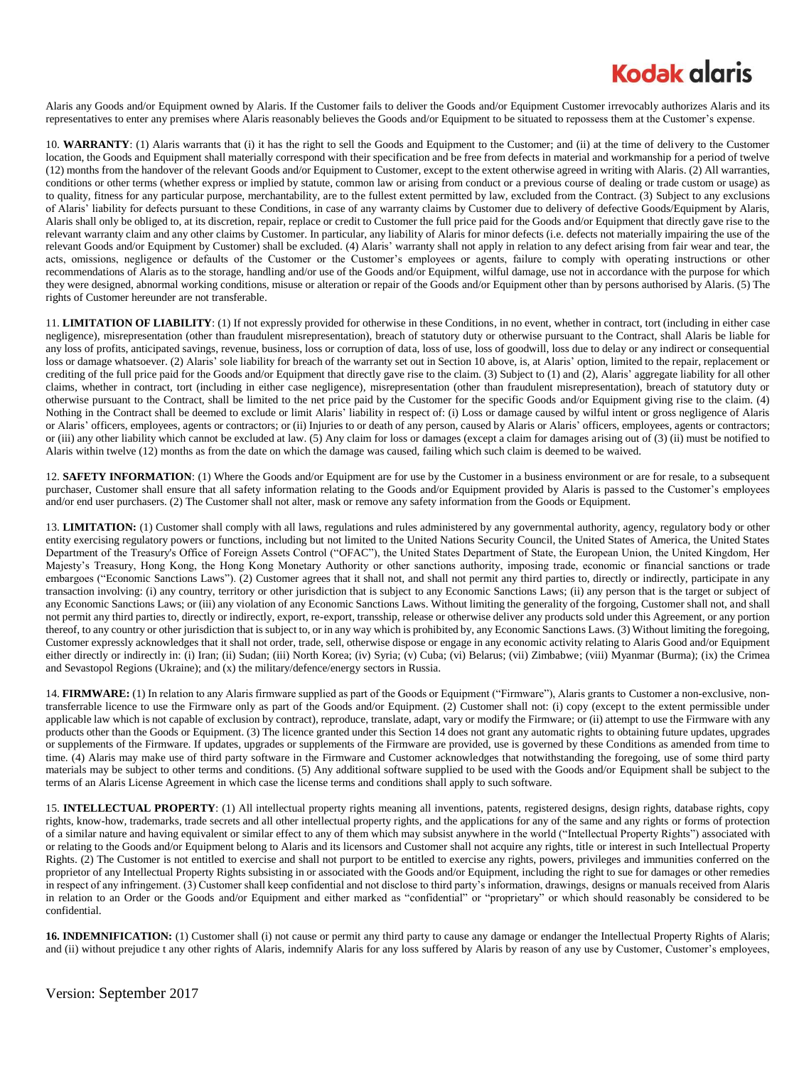Alaris any Goods and/or Equipment owned by Alaris. If the Customer fails to deliver the Goods and/or Equipment Customer irrevocably authorizes Alaris and its representatives to enter any premises where Alaris reasonably believes the Goods and/or Equipment to be situated to repossess them at the Customer's expense.

10. **WARRANTY**: (1) Alaris warrants that (i) it has the right to sell the Goods and Equipment to the Customer; and (ii) at the time of delivery to the Customer location, the Goods and Equipment shall materially correspond with their specification and be free from defects in material and workmanship for a period of twelve (12) months from the handover of the relevant Goods and/or Equipment to Customer, except to the extent otherwise agreed in writing with Alaris. (2) All warranties, conditions or other terms (whether express or implied by statute, common law or arising from conduct or a previous course of dealing or trade custom or usage) as to quality, fitness for any particular purpose, merchantability, are to the fullest extent permitted by law, excluded from the Contract. (3) Subject to any exclusions of Alaris' liability for defects pursuant to these Conditions, in case of any warranty claims by Customer due to delivery of defective Goods/Equipment by Alaris, Alaris shall only be obliged to, at its discretion, repair, replace or credit to Customer the full price paid for the Goods and/or Equipment that directly gave rise to the relevant warranty claim and any other claims by Customer. In particular, any liability of Alaris for minor defects (i.e. defects not materially impairing the use of the relevant Goods and/or Equipment by Customer) shall be excluded. (4) Alaris' warranty shall not apply in relation to any defect arising from fair wear and tear, the acts, omissions, negligence or defaults of the Customer or the Customer's employees or agents, failure to comply with operating instructions or other recommendations of Alaris as to the storage, handling and/or use of the Goods and/or Equipment, wilful damage, use not in accordance with the purpose for which they were designed, abnormal working conditions, misuse or alteration or repair of the Goods and/or Equipment other than by persons authorised by Alaris. (5) The rights of Customer hereunder are not transferable.

11. **LIMITATION OF LIABILITY**: (1) If not expressly provided for otherwise in these Conditions, in no event, whether in contract, tort (including in either case negligence), misrepresentation (other than fraudulent misrepresentation), breach of statutory duty or otherwise pursuant to the Contract, shall Alaris be liable for any loss of profits, anticipated savings, revenue, business, loss or corruption of data, loss of use, loss of goodwill, loss due to delay or any indirect or consequential loss or damage whatsoever. (2) Alaris' sole liability for breach of the warranty set out in Section 10 above, is, at Alaris' option, limited to the repair, replacement or crediting of the full price paid for the Goods and/or Equipment that directly gave rise to the claim. (3) Subject to (1) and (2), Alaris' aggregate liability for all other claims, whether in contract, tort (including in either case negligence), misrepresentation (other than fraudulent misrepresentation), breach of statutory duty or otherwise pursuant to the Contract, shall be limited to the net price paid by the Customer for the specific Goods and/or Equipment giving rise to the claim. (4) Nothing in the Contract shall be deemed to exclude or limit Alaris' liability in respect of: (i) Loss or damage caused by wilful intent or gross negligence of Alaris or Alaris' officers, employees, agents or contractors; or (ii) Injuries to or death of any person, caused by Alaris or Alaris' officers, employees, agents or contractors; or (iii) any other liability which cannot be excluded at law. (5) Any claim for loss or damages (except a claim for damages arising out of (3) (ii) must be notified to Alaris within twelve (12) months as from the date on which the damage was caused, failing which such claim is deemed to be waived.

12. **SAFETY INFORMATION**: (1) Where the Goods and/or Equipment are for use by the Customer in a business environment or are for resale, to a subsequent purchaser, Customer shall ensure that all safety information relating to the Goods and/or Equipment provided by Alaris is passed to the Customer's employees and/or end user purchasers. (2) The Customer shall not alter, mask or remove any safety information from the Goods or Equipment.

13. **LIMITATION:** (1) Customer shall comply with all laws, regulations and rules administered by any governmental authority, agency, regulatory body or other entity exercising regulatory powers or functions, including but not limited to the United Nations Security Council, the United States of America, the United States Department of the Treasury's Office of Foreign Assets Control ("OFAC"), the United States Department of State, the European Union, the United Kingdom, Her Majesty's Treasury, Hong Kong, the Hong Kong Monetary Authority or other sanctions authority, imposing trade, economic or financial sanctions or trade embargoes ("Economic Sanctions Laws"). (2) Customer agrees that it shall not, and shall not permit any third parties to, directly or indirectly, participate in any transaction involving: (i) any country, territory or other jurisdiction that is subject to any Economic Sanctions Laws; (ii) any person that is the target or subject of any Economic Sanctions Laws; or (iii) any violation of any Economic Sanctions Laws. Without limiting the generality of the forgoing, Customer shall not, and shall not permit any third parties to, directly or indirectly, export, re-export, transship, release or otherwise deliver any products sold under this Agreement, or any portion thereof, to any country or other jurisdiction that is subject to, or in any way which is prohibited by, any Economic Sanctions Laws. (3) Without limiting the foregoing, Customer expressly acknowledges that it shall not order, trade, sell, otherwise dispose or engage in any economic activity relating to Alaris Good and/or Equipment either directly or indirectly in: (i) Iran; (ii) Sudan; (iii) North Korea; (iv) Syria; (v) Cuba; (vi) Belarus; (vii) Zimbabwe; (viii) Myanmar (Burma); (ix) the Crimea and Sevastopol Regions (Ukraine); and (x) the military/defence/energy sectors in Russia.

14. **FIRMWARE:** (1) In relation to any Alaris firmware supplied as part of the Goods or Equipment ("Firmware"), Alaris grants to Customer a non-exclusive, non-transferrable licence to use the Firmware only as part of the Goods and/or Equipment. (2) Customer shall not: (i) copy (except to the extent permissible under applicable law which is not capable of exclusion by contract), reproduce, translate, adapt, vary or modify the Firmware; or (ii) attempt to use the Firmware with any products other than the Goods or Equipment. (3) The licence granted under this Section 14 does not grant any automatic rights to obtaining future updates, upgrades or supplements of the Firmware. If updates, upgrades or supplements of the Firmware are provided, use is governed by these Conditions as amended from time to time. (4) Alaris may make use of third party software in the Firmware and Customer acknowledges that notwithstanding the foregoing, use of some third party materials may be subject to other terms and conditions. (5) Any additional software supplied to be used with the Goods and/or Equipment shall be subject to the terms of an Alaris License Agreement in which case the license terms and conditions shall apply to such software.

15. **INTELLECTUAL PROPERTY**: (1) All intellectual property rights meaning all inventions, patents, registered designs, design rights, database rights, copy rights, know-how, trademarks, trade secrets and all other intellectual property rights, and the applications for any of the same and any rights or forms of protection of a similar nature and having equivalent or similar effect to any of them which may subsist anywhere in the world ("Intellectual Property Rights") associated with or relating to the Goods and/or Equipment belong to Alaris and its licensors and Customer shall not acquire any rights, title or interest in such Intellectual Property Rights. (2) The Customer is not entitled to exercise and shall not purport to be entitled to exercise any rights, powers, privileges and immunities conferred on the proprietor of any Intellectual Property Rights subsisting in or associated with the Goods and/or Equipment, including the right to sue for damages or other remedies in respect of any infringement. (3) Customer shall keep confidential and not disclose to third party's information, drawings, designs or manuals received from Alaris in relation to an Order or the Goods and/or Equipment and either marked as "confidential" or "proprietary" or which should reasonably be considered to be confidential.

**16. INDEMNIFICATION:** (1) Customer shall (i) not cause or permit any third party to cause any damage or endanger the Intellectual Property Rights of Alaris; and (ii) without prejudice t any other rights of Alaris, indemnify Alaris for any loss suffered by Alaris by reason of any use by Customer, Customer's employees,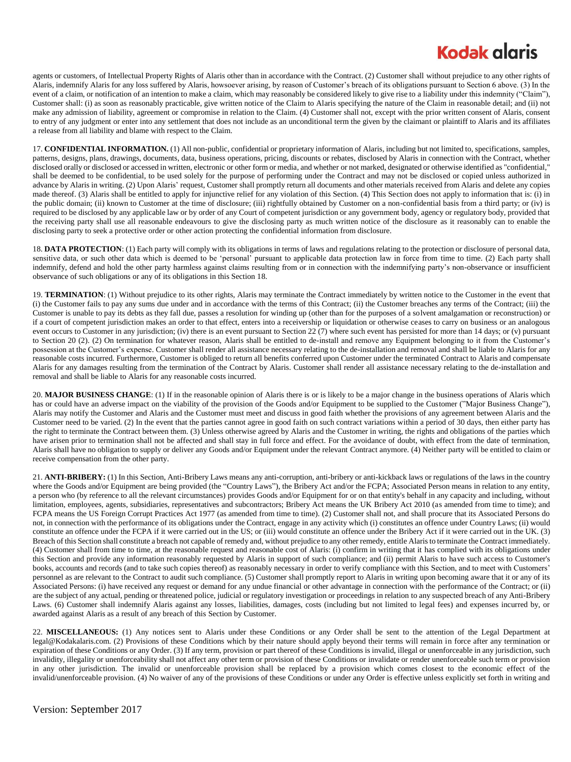agents or customers, of Intellectual Property Rights of Alaris other than in accordance with the Contract. (2) Customer shall without prejudice to any other rights of Alaris, indemnify Alaris for any loss suffered by Alaris, howsoever arising, by reason of Customer's breach of its obligations pursuant to Section 6 above. (3) In the event of a claim, or notification of an intention to make a claim, which may reasonably be considered likely to give rise to a liability under this indemnity ("Claim"), Customer shall: (i) as soon as reasonably practicable, give written notice of the Claim to Alaris specifying the nature of the Claim in reasonable detail; and (ii) not make any admission of liability, agreement or compromise in relation to the Claim. (4) Customer shall not, except with the prior written consent of Alaris, consent to entry of any judgment or enter into any settlement that does not include as an unconditional term the given by the claimant or plaintiff to Alaris and its affiliates a release from all liability and blame with respect to the Claim.

17. **CONFIDENTIAL INFORMATION.** (1) All non-public, confidential or proprietary information of Alaris, including but not limited to, specifications, samples, patterns, designs, plans, drawings, documents, data, business operations, pricing, discounts or rebates, disclosed by Alaris in connection with the Contract, whether disclosed orally or disclosed or accessed in written, electronic or other form or media, and whether or not marked, designated or otherwise identified as "confidential," shall be deemed to be confidential, to be used solely for the purpose of performing under the Contract and may not be disclosed or copied unless authorized in advance by Alaris in writing. (2) Upon Alaris' request, Customer shall promptly return all documents and other materials received from Alaris and delete any copies made thereof. (3) Alaris shall be entitled to apply for injunctive relief for any violation of this Section. (4) This Section does not apply to information that is: (i) in the public domain; (ii) known to Customer at the time of disclosure; (iii) rightfully obtained by Customer on a non-confidential basis from a third party; or (iv) is required to be disclosed by any applicable law or by order of any Court of competent jurisdiction or any government body, agency or regulatory body, provided that the receiving party shall use all reasonable endeavours to give the disclosing party as much written notice of the disclosure as it reasonably can to enable the disclosing party to seek a protective order or other action protecting the confidential information from disclosure.

18. **DATA PROTECTION**: (1) Each party will comply with its obligations in terms of laws and regulations relating to the protection or disclosure of personal data, sensitive data, or such other data which is deemed to be 'personal' pursuant to applicable data protection law in force from time to time. (2) Each party shall indemnify, defend and hold the other party harmless against claims resulting from or in connection with the indemnifying party's non-observance or insufficient observance of such obligations or any of its obligations in this Section 18.

19. **TERMINATION**: (1) Without prejudice to its other rights, Alaris may terminate the Contract immediately by written notice to the Customer in the event that (i) the Customer fails to pay any sums due under and in accordance with the terms of this Contract; (ii) the Customer breaches any terms of the Contract; (iii) the Customer is unable to pay its debts as they fall due, passes a resolution for winding up (other than for the purposes of a solvent amalgamation or reconstruction) or if a court of competent jurisdiction makes an order to that effect, enters into a receivership or liquidation or otherwise ceases to carry on business or an analogous event occurs to Customer in any jurisdiction; (iv) there is an event pursuant to Section 22 (7) where such event has persisted for more than 14 days; or (v) pursuant to Section 20 (2). (2) On termination for whatever reason, Alaris shall be entitled to de-install and remove any Equipment belonging to it from the Customer's possession at the Customer's expense. Customer shall render all assistance necessary relating to the de-installation and removal and shall be liable to Alaris for any reasonable costs incurred. Furthermore, Customer is obliged to return all benefits conferred upon Customer under the terminated Contract to Alaris and compensate Alaris for any damages resulting from the termination of the Contract by Alaris. Customer shall render all assistance necessary relating to the de-installation and removal and shall be liable to Alaris for any reasonable costs incurred.

20. **MAJOR BUSINESS CHANGE**: (1) If in the reasonable opinion of Alaris there is or is likely to be a major change in the business operations of Alaris which has or could have an adverse impact on the viability of the provision of the Goods and/or Equipment to be supplied to the Customer ("Major Business Change"), Alaris may notify the Customer and Alaris and the Customer must meet and discuss in good faith whether the provisions of any agreement between Alaris and the Customer need to be varied. (2) In the event that the parties cannot agree in good faith on such contract variations within a period of 30 days, then either party has the right to terminate the Contract between them. (3) Unless otherwise agreed by Alaris and the Customer in writing, the rights and obligations of the parties which have arisen prior to termination shall not be affected and shall stay in full force and effect. For the avoidance of doubt, with effect from the date of termination, Alaris shall have no obligation to supply or deliver any Goods and/or Equipment under the relevant Contract anymore. (4) Neither party will be entitled to claim or receive compensation from the other party.

21. **ANTI-BRIBERY:** (1) In this Section, Anti-Bribery Laws means any anti-corruption, anti-bribery or anti-kickback laws or regulations of the laws in the country where the Goods and/or Equipment are being provided (the "Country Laws"), the Bribery Act and/or the FCPA; Associated Person means in relation to any entity, a person who (by reference to all the relevant circumstances) provides Goods and/or Equipment for or on that entity's behalf in any capacity and including, without limitation, employees, agents, subsidiaries, representatives and subcontractors; Bribery Act means the UK Bribery Act 2010 (as amended from time to time); and FCPA means the US Foreign Corrupt Practices Act 1977 (as amended from time to time). (2) Customer shall not, and shall procure that its Associated Persons do not, in connection with the performance of its obligations under the Contract, engage in any activity which (i) constitutes an offence under Country Laws; (ii) would constitute an offence under the FCPA if it were carried out in the US; or (iii) would constitute an offence under the Bribery Act if it were carried out in the UK. (3) Breach of this Section shall constitute a breach not capable of remedy and, without prejudice to any other remedy, entitle Alaris to terminate the Contract immediately. (4) Customer shall from time to time, at the reasonable request and reasonable cost of Alaris: (i) confirm in writing that it has complied with its obligations under this Section and provide any information reasonably requested by Alaris in support of such compliance; and (ii) permit Alaris to have such access to Customer's books, accounts and records (and to take such copies thereof) as reasonably necessary in order to verify compliance with this Section, and to meet with Customers' personnel as are relevant to the Contract to audit such compliance. (5) Customer shall promptly report to Alaris in writing upon becoming aware that it or any of its Associated Persons: (i) have received any request or demand for any undue financial or other advantage in connection with the performance of the Contract; or (ii) are the subject of any actual, pending or threatened police, judicial or regulatory investigation or proceedings in relation to any suspected breach of any Anti-Bribery Laws. (6) Customer shall indemnify Alaris against any losses, liabilities, damages, costs (including but not limited to legal fees) and expenses incurred by, or awarded against Alaris as a result of any breach of this Section by Customer.

22. **MISCELLANEOUS:** (1) Any notices sent to Alaris under these Conditions or any Order shall be sent to the attention of the Legal Department at legal@Kodakalaris.com. (2) Provisions of these Conditions which by their nature should apply beyond their terms will remain in force after any termination or expiration of these Conditions or any Order. (3) If any term, provision or part thereof of these Conditions is invalid, illegal or unenforceable in any jurisdiction, such invalidity, illegality or unenforceability shall not affect any other term or provision of these Conditions or invalidate or render unenforceable such term or provision in any other jurisdiction. The invalid or unenforceable provision shall be replaced by a provision which comes closest to the economic effect of the invalid/unenforceable provision. (4) No waiver of any of the provisions of these Conditions or under any Order is effective unless explicitly set forth in writing and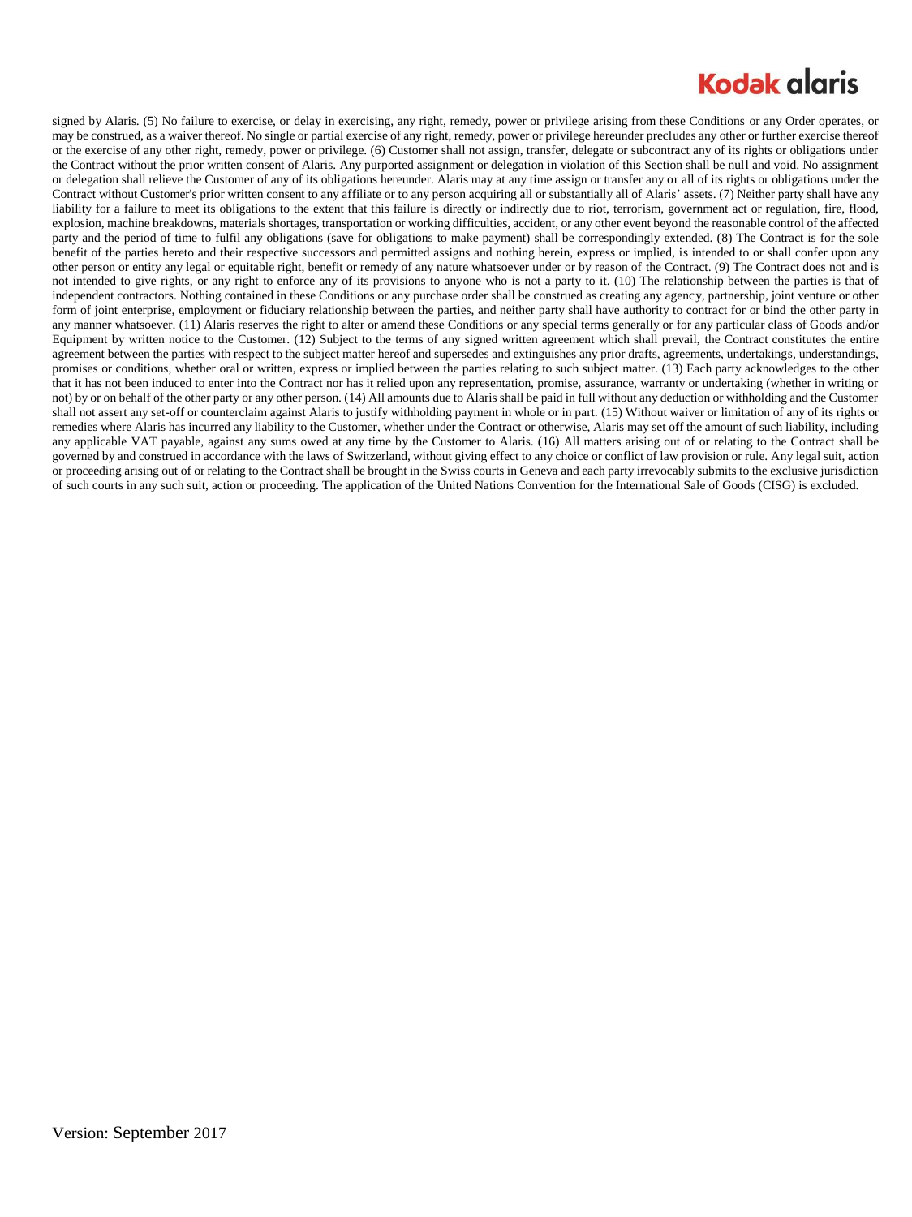signed by Alaris. (5) No failure to exercise, or delay in exercising, any right, remedy, power or privilege arising from these Conditions or any Order operates, or may be construed, as a waiver thereof. No single or partial exercise of any right, remedy, power or privilege hereunder precludes any other or further exercise thereof or the exercise of any other right, remedy, power or privilege. (6) Customer shall not assign, transfer, delegate or subcontract any of its rights or obligations under the Contract without the prior written consent of Alaris. Any purported assignment or delegation in violation of this Section shall be null and void. No assignment or delegation shall relieve the Customer of any of its obligations hereunder. Alaris may at any time assign or transfer any or all of its rights or obligations under the Contract without Customer's prior written consent to any affiliate or to any person acquiring all or substantially all of Alaris' assets. (7) Neither party shall have any liability for a failure to meet its obligations to the extent that this failure is directly or indirectly due to riot, terrorism, government act or regulation, fire, flood, explosion, machine breakdowns, materials shortages, transportation or working difficulties, accident, or any other event beyond the reasonable control of the affected party and the period of time to fulfil any obligations (save for obligations to make payment) shall be correspondingly extended. (8) The Contract is for the sole benefit of the parties hereto and their respective successors and permitted assigns and nothing herein, express or implied, is intended to or shall confer upon any other person or entity any legal or equitable right, benefit or remedy of any nature whatsoever under or by reason of the Contract. (9) The Contract does not and is not intended to give rights, or any right to enforce any of its provisions to anyone who is not a party to it. (10) The relationship between the parties is that of independent contractors. Nothing contained in these Conditions or any purchase order shall be construed as creating any agency, partnership, joint venture or other form of joint enterprise, employment or fiduciary relationship between the parties, and neither party shall have authority to contract for or bind the other party in any manner whatsoever. (11) Alaris reserves the right to alter or amend these Conditions or any special terms generally or for any particular class of Goods and/or Equipment by written notice to the Customer. (12) Subject to the terms of any signed written agreement which shall prevail, the Contract constitutes the entire agreement between the parties with respect to the subject matter hereof and supersedes and extinguishes any prior drafts, agreements, undertakings, understandings, promises or conditions, whether oral or written, express or implied between the parties relating to such subject matter. (13) Each party acknowledges to the other that it has not been induced to enter into the Contract nor has it relied upon any representation, promise, assurance, warranty or undertaking (whether in writing or not) by or on behalf of the other party or any other person. (14) All amounts due to Alaris shall be paid in full without any deduction or withholding and the Customer shall not assert any set-off or counterclaim against Alaris to justify withholding payment in whole or in part. (15) Without waiver or limitation of any of its rights or remedies where Alaris has incurred any liability to the Customer, whether under the Contract or otherwise, Alaris may set off the amount of such liability, including any applicable VAT payable, against any sums owed at any time by the Customer to Alaris. (16) All matters arising out of or relating to the Contract shall be governed by and construed in accordance with the laws of Switzerland, without giving effect to any choice or conflict of law provision or rule. Any legal suit, action or proceeding arising out of or relating to the Contract shall be brought in the Swiss courts in Geneva and each party irrevocably submits to the exclusive jurisdiction of such courts in any such suit, action or proceeding. The application of the United Nations Convention for the International Sale of Goods (CISG) is excluded.

Version: September 2017